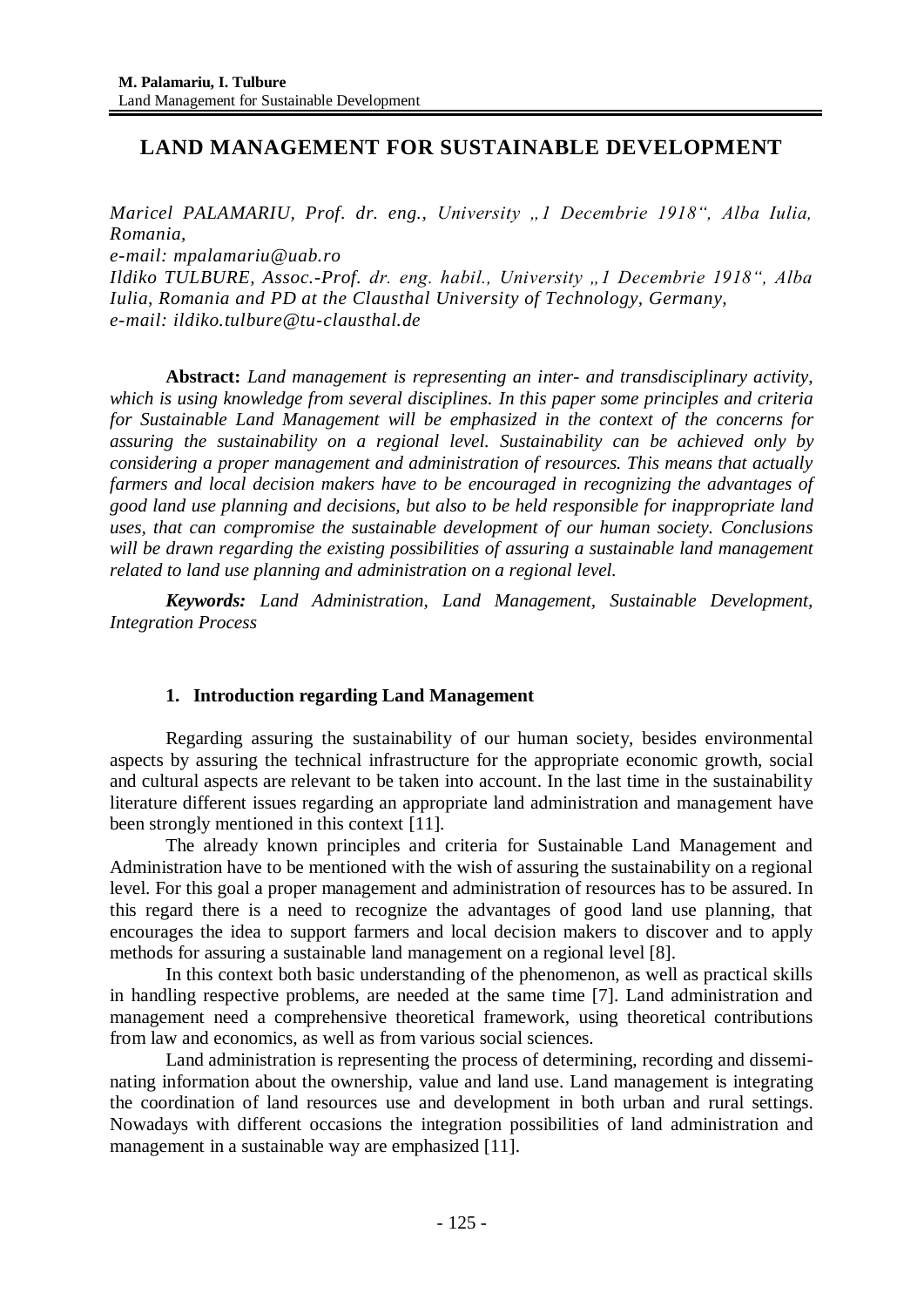# LAND MANAGEMENT FOR SUSTAINABLE DEVELOPMENT

*Maricel PALAMARIU, Prof. dr. eng., University „1 Decembrie 1918“, Alba Iulia, Romania,*
*e-mail: mpalamariu@uab.ro*
*Ildiko TULBURE, Assoc.-Prof. dr. eng. habil., University „1 Decembrie 1918“, Alba Iulia, Romania and PD at the Clausthal University of Technology, Germany,*
*e-mail: ildiko.tulbure@tu-clausthal.de*

**Abstract:** *Land management is representing an inter- and transdisciplinary activity, which is using knowledge from several disciplines. In this paper some principles and criteria for Sustainable Land Management will be emphasized in the context of the concerns for assuring the sustainability on a regional level. Sustainability can be achieved only by considering a proper management and administration of resources. This means that actually farmers and local decision makers have to be encouraged in recognizing the advantages of good land use planning and decisions, but also to be held responsible for inappropriate land uses, that can compromise the sustainable development of our human society. Conclusions will be drawn regarding the existing possibilities of assuring a sustainable land management related to land use planning and administration on a regional level.*

***Keywords:*** *Land Administration, Land Management, Sustainable Development, Integration Process*

## 1. Introduction regarding Land Management

Regarding assuring the sustainability of our human society, besides environmental aspects by assuring the technical infrastructure for the appropriate economic growth, social and cultural aspects are relevant to be taken into account. In the last time in the sustainability literature different issues regarding an appropriate land administration and management have been strongly mentioned in this context [11].

The already known principles and criteria for Sustainable Land Management and Administration have to be mentioned with the wish of assuring the sustainability on a regional level. For this goal a proper management and administration of resources has to be assured. In this regard there is a need to recognize the advantages of good land use planning, that encourages the idea to support farmers and local decision makers to discover and to apply methods for assuring a sustainable land management on a regional level [8].

In this context both basic understanding of the phenomenon, as well as practical skills in handling respective problems, are needed at the same time [7]. Land administration and management need a comprehensive theoretical framework, using theoretical contributions from law and economics, as well as from various social sciences.

Land administration is representing the process of determining, recording and disseminating information about the ownership, value and land use. Land management is integrating the coordination of land resources use and development in both urban and rural settings. Nowadays with different occasions the integration possibilities of land administration and management in a sustainable way are emphasized [11].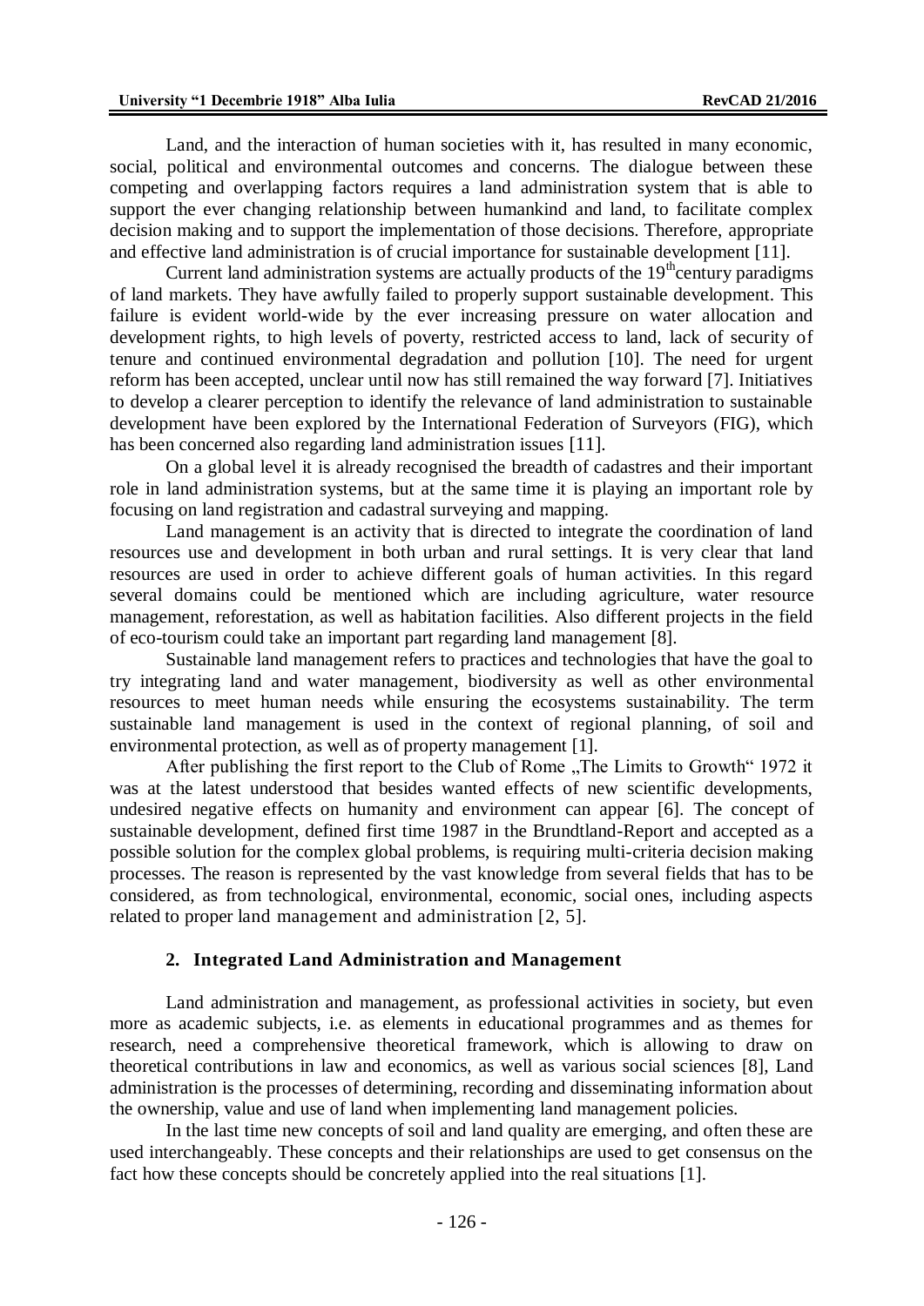Land, and the interaction of human societies with it, has resulted in many economic, social, political and environmental outcomes and concerns. The dialogue between these competing and overlapping factors requires a land administration system that is able to support the ever changing relationship between humankind and land, to facilitate complex decision making and to support the implementation of those decisions. Therefore, appropriate and effective land administration is of crucial importance for sustainable development [11].

Current land administration systems are actually products of the 19th century paradigms of land markets. They have awfully failed to properly support sustainable development. This failure is evident world-wide by the ever increasing pressure on water allocation and development rights, to high levels of poverty, restricted access to land, lack of security of tenure and continued environmental degradation and pollution [10]. The need for urgent reform has been accepted, unclear until now has still remained the way forward [7]. Initiatives to develop a clearer perception to identify the relevance of land administration to sustainable development have been explored by the International Federation of Surveyors (FIG), which has been concerned also regarding land administration issues [11].

On a global level it is already recognised the breadth of cadastres and their important role in land administration systems, but at the same time it is playing an important role by focusing on land registration and cadastral surveying and mapping.

Land management is an activity that is directed to integrate the coordination of land resources use and development in both urban and rural settings. It is very clear that land resources are used in order to achieve different goals of human activities. In this regard several domains could be mentioned which are including agriculture, water resource management, reforestation, as well as habitation facilities. Also different projects in the field of eco-tourism could take an important part regarding land management [8].

Sustainable land management refers to practices and technologies that have the goal to try integrating land and water management, biodiversity as well as other environmental resources to meet human needs while ensuring the ecosystems sustainability. The term sustainable land management is used in the context of regional planning, of soil and environmental protection, as well as of property management [1].

After publishing the first report to the Club of Rome „The Limits to Growth" 1972 it was at the latest understood that besides wanted effects of new scientific developments, undesired negative effects on humanity and environment can appear [6]. The concept of sustainable development, defined first time 1987 in the Brundtland-Report and accepted as a possible solution for the complex global problems, is requiring multi-criteria decision making processes. The reason is represented by the vast knowledge from several fields that has to be considered, as from technological, environmental, economic, social ones, including aspects related to proper land management and administration [2, 5].

## 2. Integrated Land Administration and Management

Land administration and management, as professional activities in society, but even more as academic subjects, i.e. as elements in educational programmes and as themes for research, need a comprehensive theoretical framework, which is allowing to draw on theoretical contributions in law and economics, as well as various social sciences [8], Land administration is the processes of determining, recording and disseminating information about the ownership, value and use of land when implementing land management policies.

In the last time new concepts of soil and land quality are emerging, and often these are used interchangeably. These concepts and their relationships are used to get consensus on the fact how these concepts should be concretely applied into the real situations [1].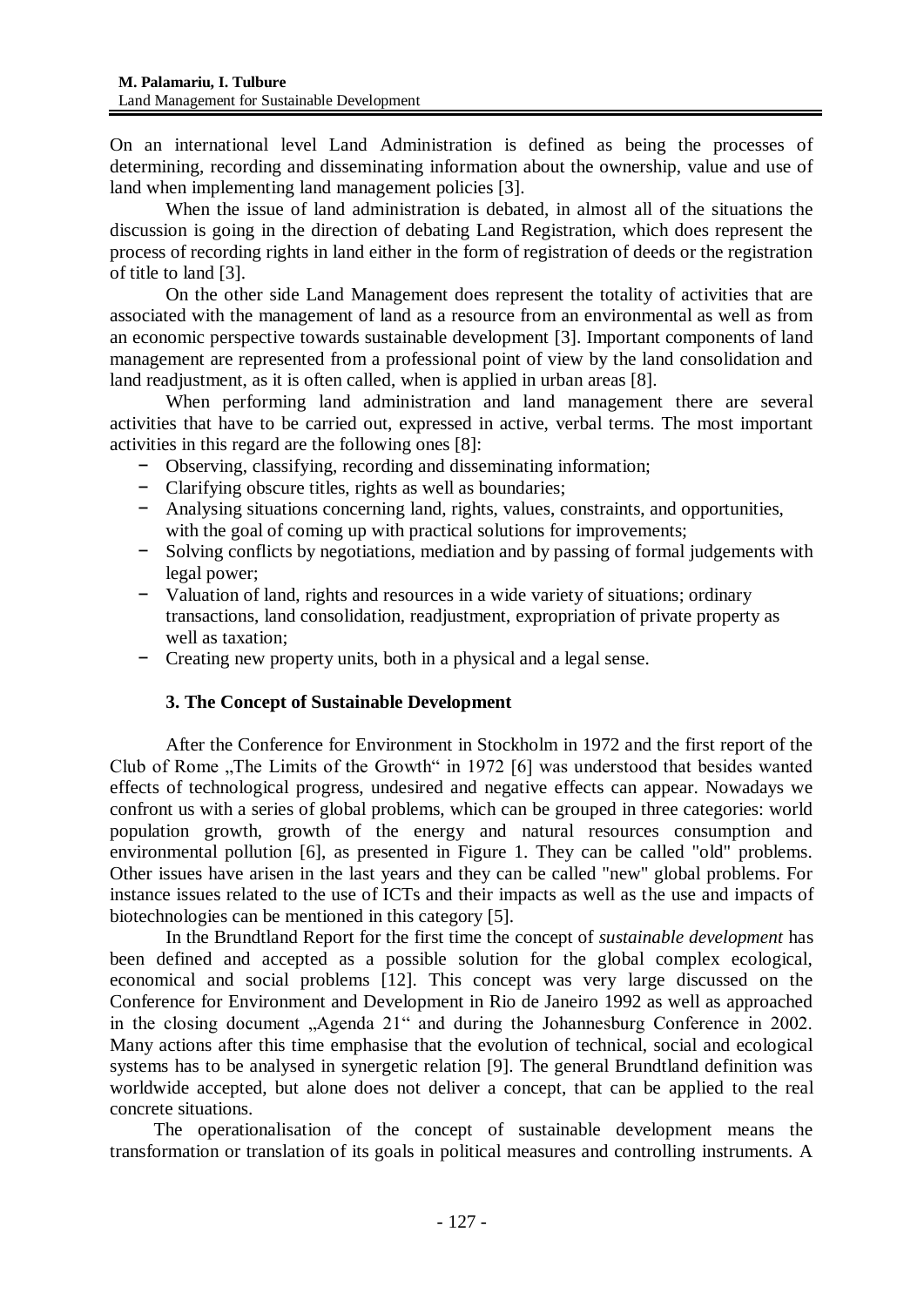On an international level Land Administration is defined as being the processes of determining, recording and disseminating information about the ownership, value and use of land when implementing land management policies [3].

When the issue of land administration is debated, in almost all of the situations the discussion is going in the direction of debating Land Registration, which does represent the process of recording rights in land either in the form of registration of deeds or the registration of title to land [3].

On the other side Land Management does represent the totality of activities that are associated with the management of land as a resource from an environmental as well as from an economic perspective towards sustainable development [3]. Important components of land management are represented from a professional point of view by the land consolidation and land readjustment, as it is often called, when is applied in urban areas [8].

When performing land administration and land management there are several activities that have to be carried out, expressed in active, verbal terms. The most important activities in this regard are the following ones [8]:

- Observing, classifying, recording and disseminating information;
- Clarifying obscure titles, rights as well as boundaries;
- Analysing situations concerning land, rights, values, constraints, and opportunities, with the goal of coming up with practical solutions for improvements;
- Solving conflicts by negotiations, mediation and by passing of formal judgements with legal power;
- Valuation of land, rights and resources in a wide variety of situations; ordinary transactions, land consolidation, readjustment, expropriation of private property as well as taxation;
- Creating new property units, both in a physical and a legal sense.

## 3. The Concept of Sustainable Development

After the Conference for Environment in Stockholm in 1972 and the first report of the Club of Rome „The Limits of the Growth" in 1972 [6] was understood that besides wanted effects of technological progress, undesired and negative effects can appear. Nowadays we confront us with a series of global problems, which can be grouped in three categories: world population growth, growth of the energy and natural resources consumption and environmental pollution [6], as presented in Figure 1. They can be called "old" problems. Other issues have arisen in the last years and they can be called "new" global problems. For instance issues related to the use of ICTs and their impacts as well as the use and impacts of biotechnologies can be mentioned in this category [5].

In the Brundtland Report for the first time the concept of *sustainable development* has been defined and accepted as a possible solution for the global complex ecological, economical and social problems [12]. This concept was very large discussed on the Conference for Environment and Development in Rio de Janeiro 1992 as well as approached in the closing document „Agenda 21" and during the Johannesburg Conference in 2002. Many actions after this time emphasise that the evolution of technical, social and ecological systems has to be analysed in synergetic relation [9]. The general Brundtland definition was worldwide accepted, but alone does not deliver a concept, that can be applied to the real concrete situations.

The operationalisation of the concept of sustainable development means the transformation or translation of its goals in political measures and controlling instruments. A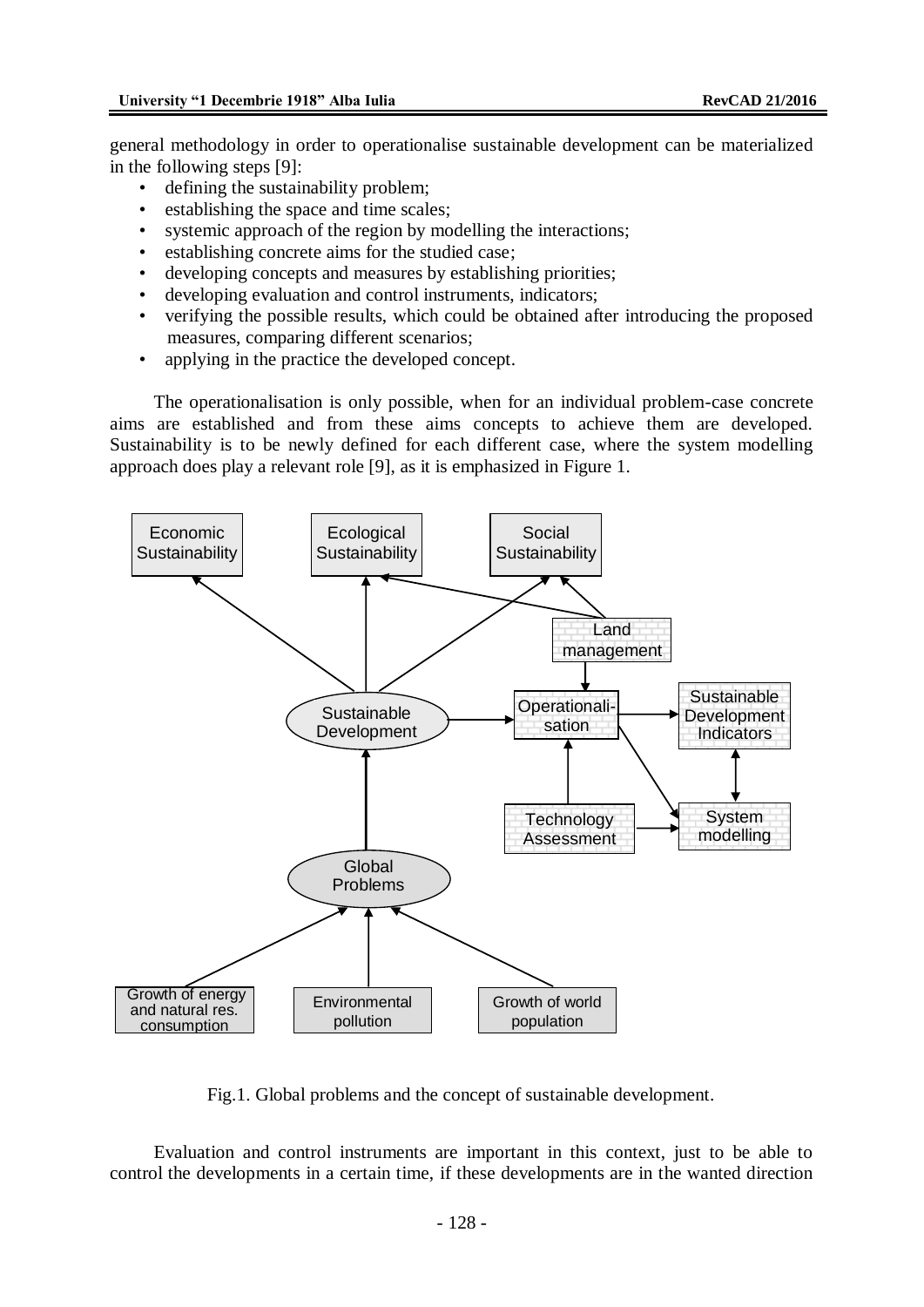general methodology in order to operationalise sustainable development can be materialized in the following steps [9]:

- defining the sustainability problem;
- establishing the space and time scales;
- systemic approach of the region by modelling the interactions;
- establishing concrete aims for the studied case;
- developing concepts and measures by establishing priorities;
- developing evaluation and control instruments, indicators;
- verifying the possible results, which could be obtained after introducing the proposed measures, comparing different scenarios;
- applying in the practice the developed concept.

The operationalisation is only possible, when for an individual problem-case concrete aims are established and from these aims concepts to achieve them are developed. Sustainability is to be newly defined for each different case, where the system modelling approach does play a relevant role [9], as it is emphasized in Figure 1.

Fig.1. Global problems and the concept of sustainable development.

Evaluation and control instruments are important in this context, just to be able to control the developments in a certain time, if these developments are in the wanted direction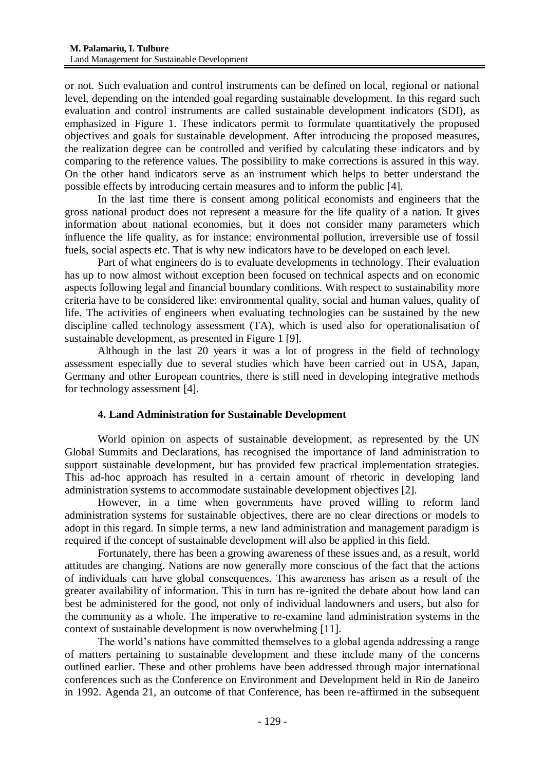or not. Such evaluation and control instruments can be defined on local, regional or national level, depending on the intended goal regarding sustainable development. In this regard such evaluation and control instruments are called sustainable development indicators (SDI), as emphasized in Figure 1. These indicators permit to formulate quantitatively the proposed objectives and goals for sustainable development. After introducing the proposed measures, the realization degree can be controlled and verified by calculating these indicators and by comparing to the reference values. The possibility to make corrections is assured in this way. On the other hand indicators serve as an instrument which helps to better understand the possible effects by introducing certain measures and to inform the public [4].

In the last time there is consent among political economists and engineers that the gross national product does not represent a measure for the life quality of a nation. It gives information about national economies, but it does not consider many parameters which influence the life quality, as for instance: environmental pollution, irreversible use of fossil fuels, social aspects etc. That is why new indicators have to be developed on each level.

Part of what engineers do is to evaluate developments in technology. Their evaluation has up to now almost without exception been focused on technical aspects and on economic aspects following legal and financial boundary conditions. With respect to sustainability more criteria have to be considered like: environmental quality, social and human values, quality of life. The activities of engineers when evaluating technologies can be sustained by the new discipline called technology assessment (TA), which is used also for operationalisation of sustainable development, as presented in Figure 1 [9].

Although in the last 20 years it was a lot of progress in the field of technology assessment especially due to several studies which have been carried out in USA, Japan, Germany and other European countries, there is still need in developing integrative methods for technology assessment [4].

## 4. Land Administration for Sustainable Development

World opinion on aspects of sustainable development, as represented by the UN Global Summits and Declarations, has recognised the importance of land administration to support sustainable development, but has provided few practical implementation strategies. This ad-hoc approach has resulted in a certain amount of rhetoric in developing land administration systems to accommodate sustainable development objectives [2].

However, in a time when governments have proved willing to reform land administration systems for sustainable objectives, there are no clear directions or models to adopt in this regard. In simple terms, a new land administration and management paradigm is required if the concept of sustainable development will also be applied in this field.

Fortunately, there has been a growing awareness of these issues and, as a result, world attitudes are changing. Nations are now generally more conscious of the fact that the actions of individuals can have global consequences. This awareness has arisen as a result of the greater availability of information. This in turn has re-ignited the debate about how land can best be administered for the good, not only of individual landowners and users, but also for the community as a whole. The imperative to re-examine land administration systems in the context of sustainable development is now overwhelming [11].

The world's nations have committed themselves to a global agenda addressing a range of matters pertaining to sustainable development and these include many of the concerns outlined earlier. These and other problems have been addressed through major international conferences such as the Conference on Environment and Development held in Rio de Janeiro in 1992. Agenda 21, an outcome of that Conference, has been re-affirmed in the subsequent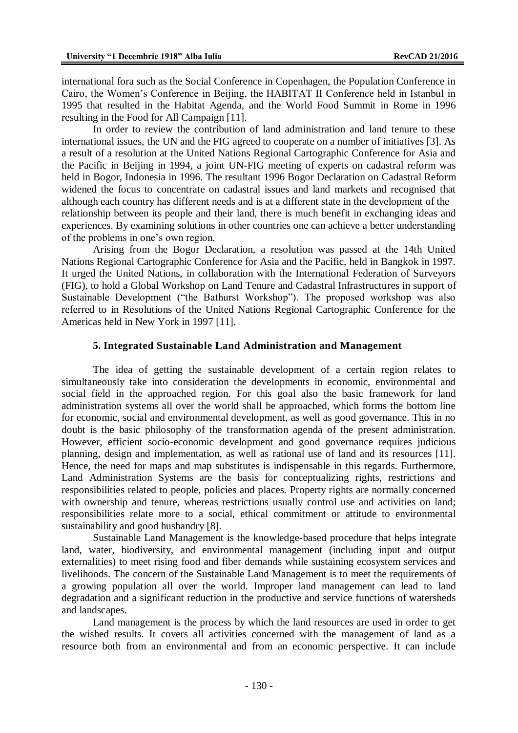international fora such as the Social Conference in Copenhagen, the Population Conference in Cairo, the Women's Conference in Beijing, the HABITAT II Conference held in Istanbul in 1995 that resulted in the Habitat Agenda, and the World Food Summit in Rome in 1996 resulting in the Food for All Campaign [11].

In order to review the contribution of land administration and land tenure to these international issues, the UN and the FIG agreed to cooperate on a number of initiatives [3]. As a result of a resolution at the United Nations Regional Cartographic Conference for Asia and the Pacific in Beijing in 1994, a joint UN-FIG meeting of experts on cadastral reform was held in Bogor, Indonesia in 1996. The resultant 1996 Bogor Declaration on Cadastral Reform widened the focus to concentrate on cadastral issues and land markets and recognised that although each country has different needs and is at a different state in the development of the relationship between its people and their land, there is much benefit in exchanging ideas and experiences. By examining solutions in other countries one can achieve a better understanding of the problems in one's own region.

Arising from the Bogor Declaration, a resolution was passed at the 14th United Nations Regional Cartographic Conference for Asia and the Pacific, held in Bangkok in 1997. It urged the United Nations, in collaboration with the International Federation of Surveyors (FIG), to hold a Global Workshop on Land Tenure and Cadastral Infrastructures in support of Sustainable Development ("the Bathurst Workshop"). The proposed workshop was also referred to in Resolutions of the United Nations Regional Cartographic Conference for the Americas held in New York in 1997 [11].

## 5. Integrated Sustainable Land Administration and Management

The idea of getting the sustainable development of a certain region relates to simultaneously take into consideration the developments in economic, environmental and social field in the approached region. For this goal also the basic framework for land administration systems all over the world shall be approached, which forms the bottom line for economic, social and environmental development, as well as good governance. This in no doubt is the basic philosophy of the transformation agenda of the present administration. However, efficient socio-economic development and good governance requires judicious planning, design and implementation, as well as rational use of land and its resources [11]. Hence, the need for maps and map substitutes is indispensable in this regards. Furthermore, Land Administration Systems are the basis for conceptualizing rights, restrictions and responsibilities related to people, policies and places. Property rights are normally concerned with ownership and tenure, whereas restrictions usually control use and activities on land; responsibilities relate more to a social, ethical commitment or attitude to environmental sustainability and good husbandry [8].

Sustainable Land Management is the knowledge-based procedure that helps integrate land, water, biodiversity, and environmental management (including input and output externalities) to meet rising food and fiber demands while sustaining ecosystem services and livelihoods. The concern of the Sustainable Land Management is to meet the requirements of a growing population all over the world. Improper land management can lead to land degradation and a significant reduction in the productive and service functions of watersheds and landscapes.

Land management is the process by which the land resources are used in order to get the wished results. It covers all activities concerned with the management of land as a resource both from an environmental and from an economic perspective. It can include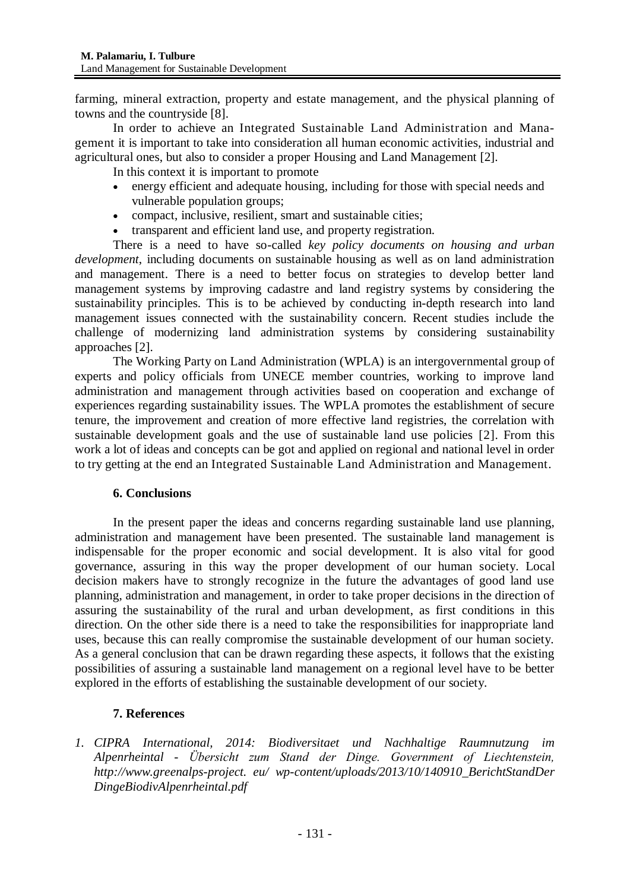farming, mineral extraction, property and estate management, and the physical planning of towns and the countryside [8].

In order to achieve an Integrated Sustainable Land Administration and Management it is important to take into consideration all human economic activities, industrial and agricultural ones, but also to consider a proper Housing and Land Management [2].

In this context it is important to promote

- energy efficient and adequate housing, including for those with special needs and vulnerable population groups;
- compact, inclusive, resilient, smart and sustainable cities;
- transparent and efficient land use, and property registration.

There is a need to have so-called *key policy documents on housing and urban development*, including documents on sustainable housing as well as on land administration and management. There is a need to better focus on strategies to develop better land management systems by improving cadastre and land registry systems by considering the sustainability principles. This is to be achieved by conducting in-depth research into land management issues connected with the sustainability concern. Recent studies include the challenge of modernizing land administration systems by considering sustainability approaches [2].

The Working Party on Land Administration (WPLA) is an intergovernmental group of experts and policy officials from UNECE member countries, working to improve land administration and management through activities based on cooperation and exchange of experiences regarding sustainability issues. The WPLA promotes the establishment of secure tenure, the improvement and creation of more effective land registries, the correlation with sustainable development goals and the use of sustainable land use policies [2]. From this work a lot of ideas and concepts can be got and applied on regional and national level in order to try getting at the end an Integrated Sustainable Land Administration and Management.

## 6. Conclusions

In the present paper the ideas and concerns regarding sustainable land use planning, administration and management have been presented. The sustainable land management is indispensable for the proper economic and social development. It is also vital for good governance, assuring in this way the proper development of our human society. Local decision makers have to strongly recognize in the future the advantages of good land use planning, administration and management, in order to take proper decisions in the direction of assuring the sustainability of the rural and urban development, as first conditions in this direction. On the other side there is a need to take the responsibilities for inappropriate land uses, because this can really compromise the sustainable development of our human society. As a general conclusion that can be drawn regarding these aspects, it follows that the existing possibilities of assuring a sustainable land management on a regional level have to be better explored in the efforts of establishing the sustainable development of our society.

## 7. References

1. *CIPRA International, 2014: Biodiversitaet und Nachhaltige Raumnutzung im Alpenrheintal - Übersicht zum Stand der Dinge. Government of Liechtenstein, http://www.greenalps-project. eu/ wp-content/uploads/2013/10/140910_BerichtStandDer DingeBiodivAlpenrheintal.pdf*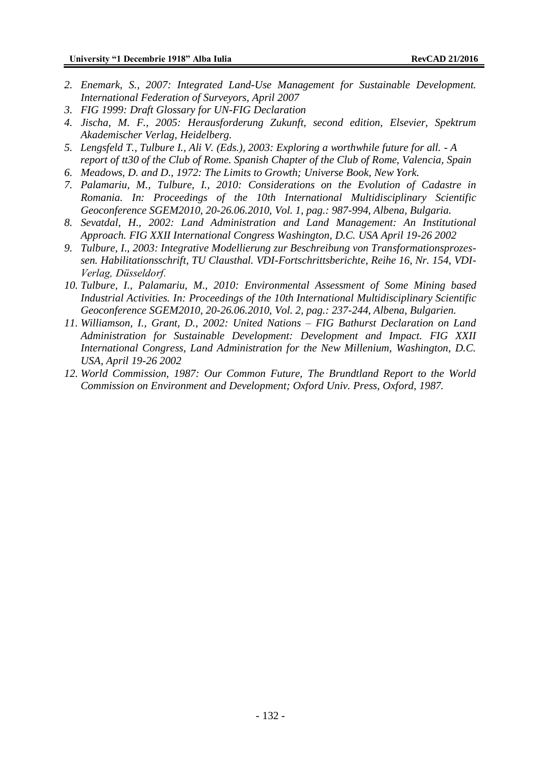2. *Enemark, S., 2007: Integrated Land-Use Management for Sustainable Development. International Federation of Surveyors, April 2007*
3. *FIG 1999: Draft Glossary for UN-FIG Declaration*
4. *Jischa, M. F., 2005: Herausforderung Zukunft, second edition, Elsevier, Spektrum Akademischer Verlag, Heidelberg.*
5. *Lengsfeld T., Tulbure I., Ali V. (Eds.), 2003: Exploring a worthwhile future for all. - A report of tt30 of the Club of Rome. Spanish Chapter of the Club of Rome, Valencia, Spain*
6. *Meadows, D. and D., 1972: The Limits to Growth; Universe Book, New York.*
7. *Palamariu, M., Tulbure, I., 2010: Considerations on the Evolution of Cadastre in Romania. In: Proceedings of the 10th International Multidisciplinary Scientific Geoconference SGEM2010, 20-26.06.2010, Vol. 1, pag.: 987-994, Albena, Bulgaria.*
8. *Sevatdal, H., 2002: Land Administration and Land Management: An Institutional Approach. FIG XXII International Congress Washington, D.C. USA April 19-26 2002*
9. *Tulbure, I., 2003: Integrative Modellierung zur Beschreibung von Transformationsprozessen. Habilitationsschrift, TU Clausthal. VDI-Fortschrittsberichte, Reihe 16, Nr. 154, VDI-Verlag, Düsseldorf.*
10. *Tulbure, I., Palamariu, M., 2010: Environmental Assessment of Some Mining based Industrial Activities. In: Proceedings of the 10th International Multidisciplinary Scientific Geoconference SGEM2010, 20-26.06.2010, Vol. 2, pag.: 237-244, Albena, Bulgarien.*
11. *Williamson, I., Grant, D., 2002: United Nations – FIG Bathurst Declaration on Land Administration for Sustainable Development: Development and Impact. FIG XXII International Congress, Land Administration for the New Millenium, Washington, D.C. USA, April 19-26 2002*
12. *World Commission, 1987: Our Common Future, The Brundtland Report to the World Commission on Environment and Development; Oxford Univ. Press, Oxford, 1987.*